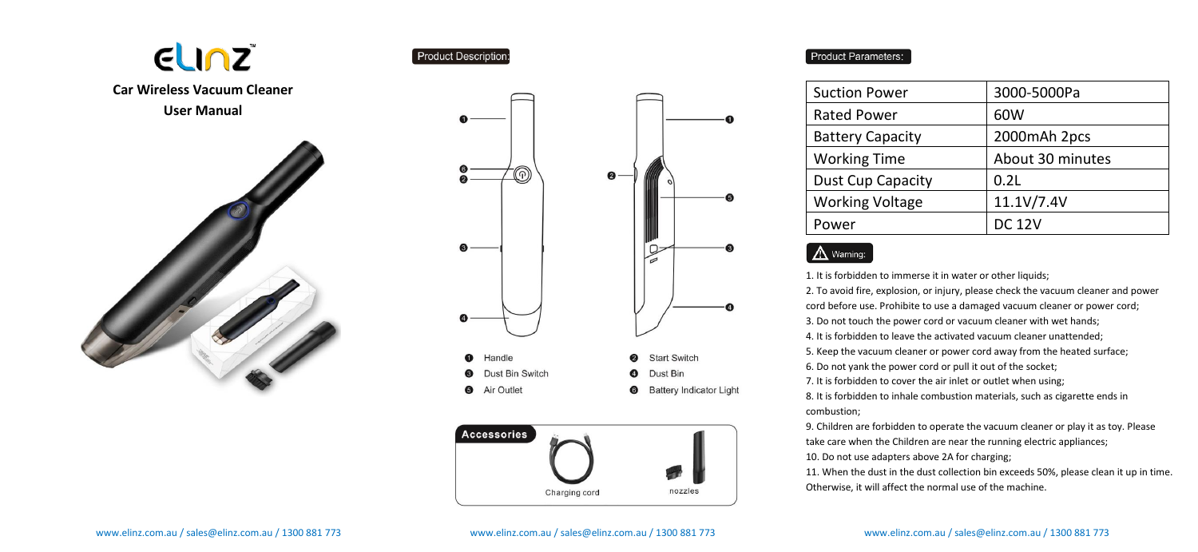# ELINZ™

## Car Wireless Vacuum Cleaner

## User Manual

### Product Description:

1. Handle
2. Start Switch
3. Dust Bin Switch
4. Dust Bin
5. Air Outlet
6. Battery Indicator Light

**Accessories**

- Charging cord
- nozzles

### Product Parameters:

| Suction Power | 3000-5000Pa |
|---|---|
| Rated Power | 60W |
| Battery Capacity | 2000mAh 2pcs |
| Working Time | About 30 minutes |
| Dust Cup Capacity | 0.2L |
| Working Voltage | 11.1V/7.4V |
| Power | DC 12V |

### ⚠ Warning:

1. It is forbidden to immerse it in water or other liquids;
2. To avoid fire, explosion, or injury, please check the vacuum cleaner and power cord before use. Prohibite to use a damaged vacuum cleaner or power cord;
3. Do not touch the power cord or vacuum cleaner with wet hands;
4. It is forbidden to leave the activated vacuum cleaner unattended;
5. Keep the vacuum cleaner or power cord away from the heated surface;
6. Do not yank the power cord or pull it out of the socket;
7. It is forbidden to cover the air inlet or outlet when using;
8. It is forbidden to inhale combustion materials, such as cigarette ends in combustion;
9. Children are forbidden to operate the vacuum cleaner or play it as toy. Please take care when the Children are near the running electric appliances;
10. Do not use adapters above 2A for charging;
11. When the dust in the dust collection bin exceeds 50%, please clean it up in time. Otherwise, it will affect the normal use of the machine.

www.elinz.com.au / sales@elinz.com.au / 1300 881 773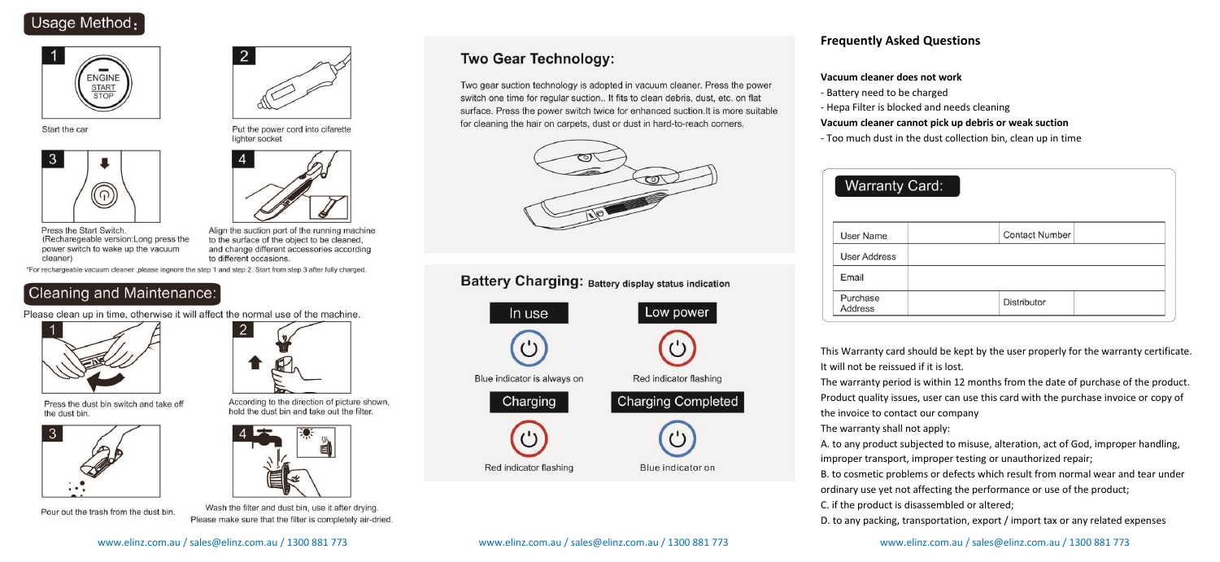## Usage Method:

1. Start the car
2. Put the power cord into cifarette lighter socket
3. Press the Start Switch. (Recharegeable version:Long press the power switch to wake up the vacuum cleaner)
4. Align the suction port of the running machine to the surface of the object to be cleaned, and change different accessories according to different occasions.

*For rechargeable vacuum cleaner ,please ingnore the step 1 and step 2. Start from step 3 after fully charged.

## Cleaning and Maintenance:

Please clean up in time, otherwise it will affect the normal use of the machine.

1. Press the dust bin switch and take off the dust bin.
2. According to the direction of picture shown, hold the dust bin and take out the filter.
3. Pour out the trash from the dust bin.
4. Wash the filter and dust bin, use it after drying. Please make sure that the filter is completely air-dried.

## Two Gear Technology:

Two gear suction technology is adopted in vacuum cleaner. Press the power switch one time for regular suction.. It fits to clean debris, dust, etc. on flat surface. Press the power switch twice for enhanced suction.It is more suitable for cleaning the hair on carpets, dust or dust in hard-to-reach corners.

## Battery Charging: Battery display status indication

In use
Blue indicator is always on

Low power
Red indicator flashing

Charging
Red indicator flashing

Charging Completed
Blue indicator on

## Frequently Asked Questions

**Vacuum cleaner does not work**

- Battery need to be charged
- Hepa Filter is blocked and needs cleaning

**Vacuum cleaner cannot pick up debris or weak suction**

- Too much dust in the dust collection bin, clean up in time

## Warranty Card:

| | | | |
|---|---|---|---|
| User Name | | Contact Number | |
| User Address | | | |
| Email | | | |
| Purchase Address | | Distributor | |

This Warranty card should be kept by the user properly for the warranty certificate. It will not be reissued if it is lost.

The warranty period is within 12 months from the date of purchase of the product. Product quality issues, user can use this card with the purchase invoice or copy of the invoice to contact our company

The warranty shall not apply:

A. to any product subjected to misuse, alteration, act of God, improper handling, improper transport, improper testing or unauthorized repair;

B. to cosmetic problems or defects which result from normal wear and tear under ordinary use yet not affecting the performance or use of the product;

C. if the product is disassembled or altered;

D. to any packing, transportation, export / import tax or any related expenses

www.elinz.com.au / sales@elinz.com.au / 1300 881 773